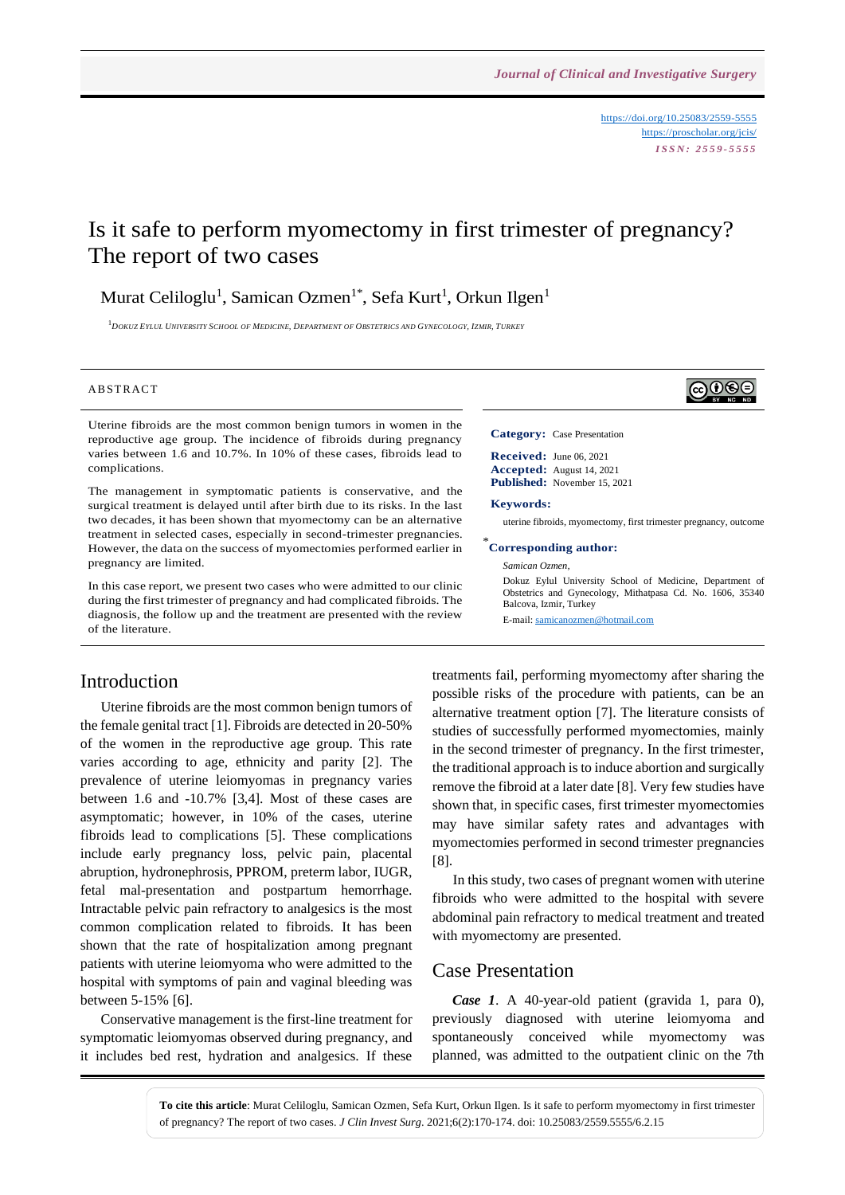https://doi.org/10.25083/2559-5555
https://proscholar.org/jcis/
*ISSN: 2559-5555*

# Is it safe to perform myomectomy in first trimester of pregnancy? The report of two cases

Murat Celiloglu[1], Samican Ozmen[1*], Sefa Kurt[1], Orkun Ilgen[1]

[1]Dokuz Eylul University School of Medicine, Department of Obstetrics and Gynecology, Izmir, Turkey

## ABSTRACT

Uterine fibroids are the most common benign tumors in women in the reproductive age group. The incidence of fibroids during pregnancy varies between 1.6 and 10.7%. In 10% of these cases, fibroids lead to complications.

The management in symptomatic patients is conservative, and the surgical treatment is delayed until after birth due to its risks. In the last two decades, it has been shown that myomectomy can be an alternative treatment in selected cases, especially in second-trimester pregnancies. However, the data on the success of myomectomies performed earlier in pregnancy are limited.

In this case report, we present two cases who were admitted to our clinic during the first trimester of pregnancy and had complicated fibroids. The diagnosis, the follow up and the treatment are presented with the review of the literature.

**Category:** Case Presentation

**Received:** June 06, 2021
**Accepted:** August 14, 2021
**Published:** November 15, 2021

**Keywords:**

uterine fibroids, myomectomy, first trimester pregnancy, outcome

**\*Corresponding author:**

*Samican Ozmen*,

Dokuz Eylul University School of Medicine, Department of Obstetrics and Gynecology, Mithatpasa Cd. No. 1606, 35340 Balcova, Izmir, Turkey

E-mail: samicanozmen@hotmail.com

## Introduction

Uterine fibroids are the most common benign tumors of the female genital tract [1]. Fibroids are detected in 20-50% of the women in the reproductive age group. This rate varies according to age, ethnicity and parity [2]. The prevalence of uterine leiomyomas in pregnancy varies between 1.6 and -10.7% [3,4]. Most of these cases are asymptomatic; however, in 10% of the cases, uterine fibroids lead to complications [5]. These complications include early pregnancy loss, pelvic pain, placental abruption, hydronephrosis, PPROM, preterm labor, IUGR, fetal mal-presentation and postpartum hemorrhage. Intractable pelvic pain refractory to analgesics is the most common complication related to fibroids. It has been shown that the rate of hospitalization among pregnant patients with uterine leiomyoma who were admitted to the hospital with symptoms of pain and vaginal bleeding was between 5-15% [6].

Conservative management is the first-line treatment for symptomatic leiomyomas observed during pregnancy, and it includes bed rest, hydration and analgesics. If these treatments fail, performing myomectomy after sharing the possible risks of the procedure with patients, can be an alternative treatment option [7]. The literature consists of studies of successfully performed myomectomies, mainly in the second trimester of pregnancy. In the first trimester, the traditional approach is to induce abortion and surgically remove the fibroid at a later date [8]. Very few studies have shown that, in specific cases, first trimester myomectomies may have similar safety rates and advantages with myomectomies performed in second trimester pregnancies [8].

In this study, two cases of pregnant women with uterine fibroids who were admitted to the hospital with severe abdominal pain refractory to medical treatment and treated with myomectomy are presented.

## Case Presentation

***Case 1***. A 40-year-old patient (gravida 1, para 0), previously diagnosed with uterine leiomyoma and spontaneously conceived while myomectomy was planned, was admitted to the outpatient clinic on the 7th

**To cite this article**: Murat Celiloglu, Samican Ozmen, Sefa Kurt, Orkun Ilgen. Is it safe to perform myomectomy in first trimester of pregnancy? The report of two cases. *J Clin Invest Surg*. 2021;6(2):170-174. doi: 10.25083/2559.5555/6.2.15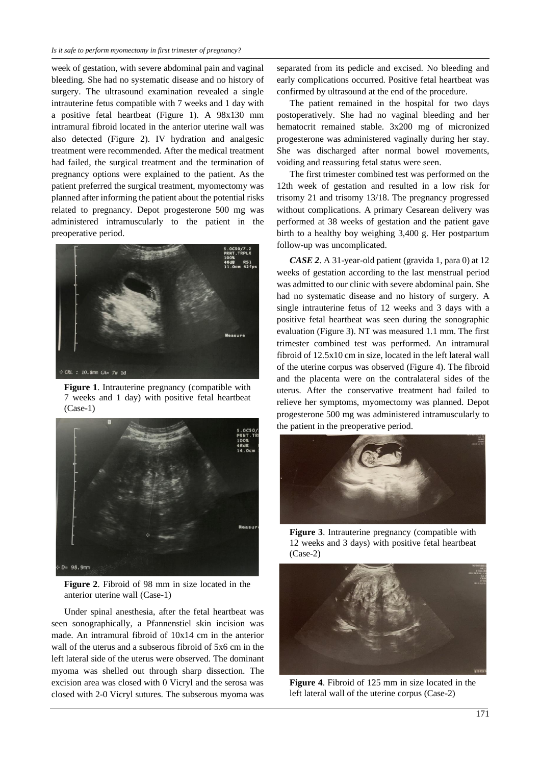week of gestation, with severe abdominal pain and vaginal bleeding. She had no systematic disease and no history of surgery. The ultrasound examination revealed a single intrauterine fetus compatible with 7 weeks and 1 day with a positive fetal heartbeat (Figure 1). A 98x130 mm intramural fibroid located in the anterior uterine wall was also detected (Figure 2). IV hydration and analgesic treatment were recommended. After the medical treatment had failed, the surgical treatment and the termination of pregnancy options were explained to the patient. As the patient preferred the surgical treatment, myomectomy was planned after informing the patient about the potential risks related to pregnancy. Depot progesterone 500 mg was administered intramuscularly to the patient in the preoperative period.

**Figure 1**. Intrauterine pregnancy (compatible with 7 weeks and 1 day) with positive fetal heartbeat (Case-1)

**Figure 2**. Fibroid of 98 mm in size located in the anterior uterine wall (Case-1)

Under spinal anesthesia, after the fetal heartbeat was seen sonographically, a Pfannenstiel skin incision was made. An intramural fibroid of 10x14 cm in the anterior wall of the uterus and a subserous fibroid of 5x6 cm in the left lateral side of the uterus were observed. The dominant myoma was shelled out through sharp dissection. The excision area was closed with 0 Vicryl and the serosa was closed with 2-0 Vicryl sutures. The subserous myoma was separated from its pedicle and excised. No bleeding and early complications occurred. Positive fetal heartbeat was confirmed by ultrasound at the end of the procedure.

The patient remained in the hospital for two days postoperatively. She had no vaginal bleeding and her hematocrit remained stable. 3x200 mg of micronized progesterone was administered vaginally during her stay. She was discharged after normal bowel movements, voiding and reassuring fetal status were seen.

The first trimester combined test was performed on the 12th week of gestation and resulted in a low risk for trisomy 21 and trisomy 13/18. The pregnancy progressed without complications. A primary Cesarean delivery was performed at 38 weeks of gestation and the patient gave birth to a healthy boy weighing 3,400 g. Her postpartum follow-up was uncomplicated.

***CASE 2***. A 31-year-old patient (gravida 1, para 0) at 12 weeks of gestation according to the last menstrual period was admitted to our clinic with severe abdominal pain. She had no systematic disease and no history of surgery. A single intrauterine fetus of 12 weeks and 3 days with a positive fetal heartbeat was seen during the sonographic evaluation (Figure 3). NT was measured 1.1 mm. The first trimester combined test was performed. An intramural fibroid of 12.5x10 cm in size, located in the left lateral wall of the uterine corpus was observed (Figure 4). The fibroid and the placenta were on the contralateral sides of the uterus. After the conservative treatment had failed to relieve her symptoms, myomectomy was planned. Depot progesterone 500 mg was administered intramuscularly to the patient in the preoperative period.

**Figure 3**. Intrauterine pregnancy (compatible with 12 weeks and 3 days) with positive fetal heartbeat (Case-2)

**Figure 4**. Fibroid of 125 mm in size located in the left lateral wall of the uterine corpus (Case-2)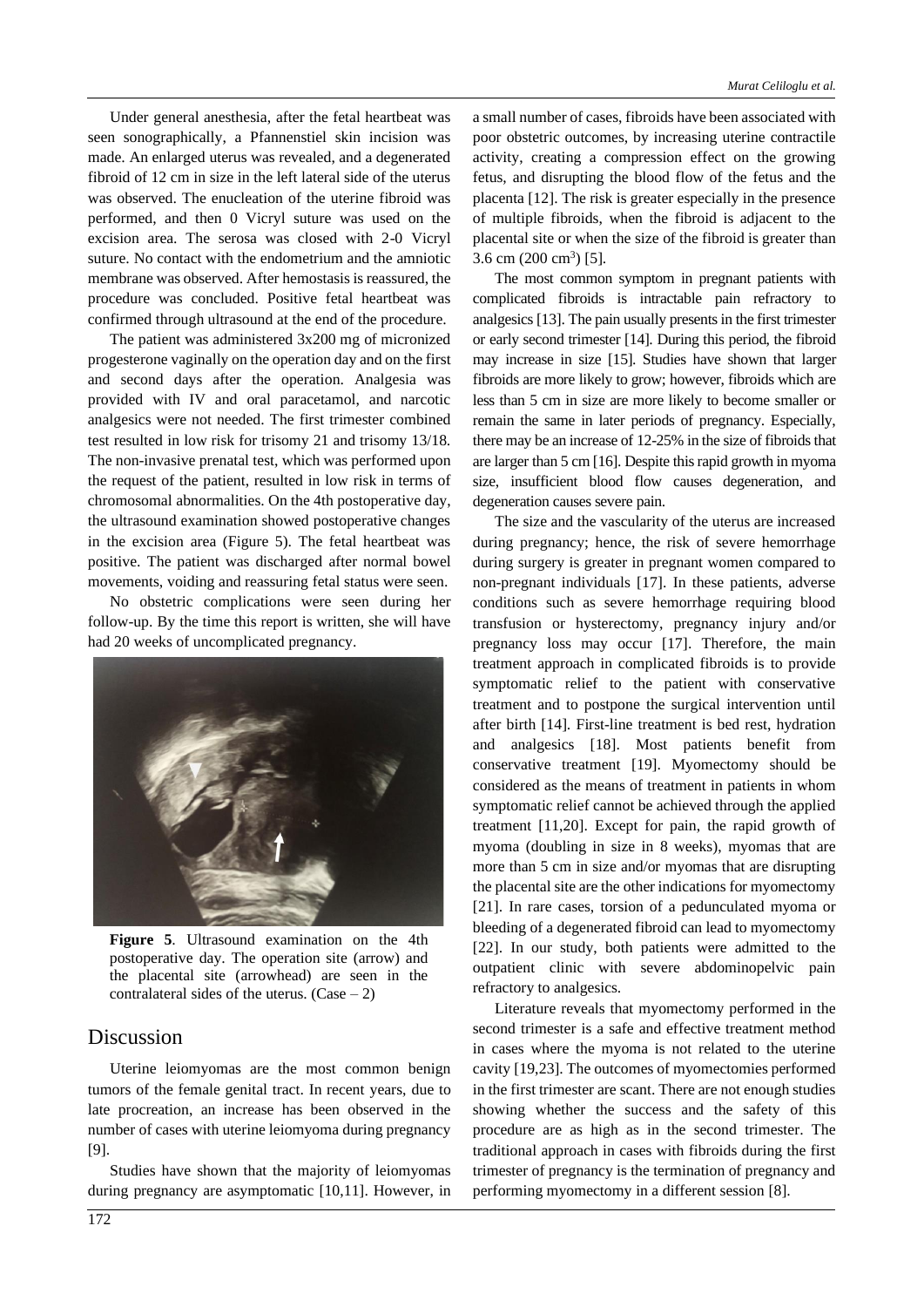Under general anesthesia, after the fetal heartbeat was seen sonographically, a Pfannenstiel skin incision was made. An enlarged uterus was revealed, and a degenerated fibroid of 12 cm in size in the left lateral side of the uterus was observed. The enucleation of the uterine fibroid was performed, and then 0 Vicryl suture was used on the excision area. The serosa was closed with 2-0 Vicryl suture. No contact with the endometrium and the amniotic membrane was observed. After hemostasis is reassured, the procedure was concluded. Positive fetal heartbeat was confirmed through ultrasound at the end of the procedure.

The patient was administered 3x200 mg of micronized progesterone vaginally on the operation day and on the first and second days after the operation. Analgesia was provided with IV and oral paracetamol, and narcotic analgesics were not needed. The first trimester combined test resulted in low risk for trisomy 21 and trisomy 13/18. The non-invasive prenatal test, which was performed upon the request of the patient, resulted in low risk in terms of chromosomal abnormalities. On the 4th postoperative day, the ultrasound examination showed postoperative changes in the excision area (Figure 5). The fetal heartbeat was positive. The patient was discharged after normal bowel movements, voiding and reassuring fetal status were seen.

No obstetric complications were seen during her follow-up. By the time this report is written, she will have had 20 weeks of uncomplicated pregnancy.

**Figure 5**. Ultrasound examination on the 4th postoperative day. The operation site (arrow) and the placental site (arrowhead) are seen in the contralateral sides of the uterus. (Case – 2)

## Discussion

Uterine leiomyomas are the most common benign tumors of the female genital tract. In recent years, due to late procreation, an increase has been observed in the number of cases with uterine leiomyoma during pregnancy [9].

Studies have shown that the majority of leiomyomas during pregnancy are asymptomatic [10,11]. However, in a small number of cases, fibroids have been associated with poor obstetric outcomes, by increasing uterine contractile activity, creating a compression effect on the growing fetus, and disrupting the blood flow of the fetus and the placenta [12]. The risk is greater especially in the presence of multiple fibroids, when the fibroid is adjacent to the placental site or when the size of the fibroid is greater than 3.6 cm (200 $cm^3$) [5].

The most common symptom in pregnant patients with complicated fibroids is intractable pain refractory to analgesics [13]. The pain usually presents in the first trimester or early second trimester [14]. During this period, the fibroid may increase in size [15]. Studies have shown that larger fibroids are more likely to grow; however, fibroids which are less than 5 cm in size are more likely to become smaller or remain the same in later periods of pregnancy. Especially, there may be an increase of 12-25% in the size of fibroids that are larger than 5 cm [16]. Despite this rapid growth in myoma size, insufficient blood flow causes degeneration, and degeneration causes severe pain.

The size and the vascularity of the uterus are increased during pregnancy; hence, the risk of severe hemorrhage during surgery is greater in pregnant women compared to non-pregnant individuals [17]. In these patients, adverse conditions such as severe hemorrhage requiring blood transfusion or hysterectomy, pregnancy injury and/or pregnancy loss may occur [17]. Therefore, the main treatment approach in complicated fibroids is to provide symptomatic relief to the patient with conservative treatment and to postpone the surgical intervention until after birth [14]. First-line treatment is bed rest, hydration and analgesics [18]. Most patients benefit from conservative treatment [19]. Myomectomy should be considered as the means of treatment in patients in whom symptomatic relief cannot be achieved through the applied treatment [11,20]. Except for pain, the rapid growth of myoma (doubling in size in 8 weeks), myomas that are more than 5 cm in size and/or myomas that are disrupting the placental site are the other indications for myomectomy [21]. In rare cases, torsion of a pedunculated myoma or bleeding of a degenerated fibroid can lead to myomectomy [22]. In our study, both patients were admitted to the outpatient clinic with severe abdominopelvic pain refractory to analgesics.

Literature reveals that myomectomy performed in the second trimester is a safe and effective treatment method in cases where the myoma is not related to the uterine cavity [19,23]. The outcomes of myomectomies performed in the first trimester are scant. There are not enough studies showing whether the success and the safety of this procedure are as high as in the second trimester. The traditional approach in cases with fibroids during the first trimester of pregnancy is the termination of pregnancy and performing myomectomy in a different session [8].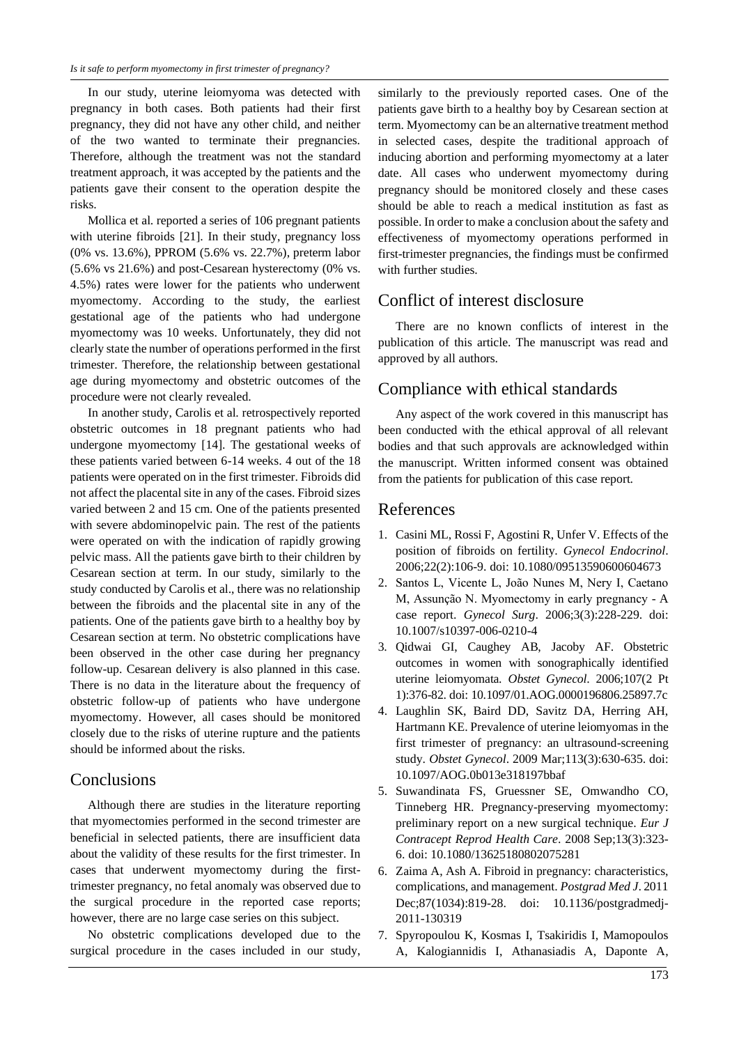In our study, uterine leiomyoma was detected with pregnancy in both cases. Both patients had their first pregnancy, they did not have any other child, and neither of the two wanted to terminate their pregnancies. Therefore, although the treatment was not the standard treatment approach, it was accepted by the patients and the patients gave their consent to the operation despite the risks.

Mollica et al. reported a series of 106 pregnant patients with uterine fibroids [21]. In their study, pregnancy loss (0% vs. 13.6%), PPROM (5.6% vs. 22.7%), preterm labor (5.6% vs 21.6%) and post-Cesarean hysterectomy (0% vs. 4.5%) rates were lower for the patients who underwent myomectomy. According to the study, the earliest gestational age of the patients who had undergone myomectomy was 10 weeks. Unfortunately, they did not clearly state the number of operations performed in the first trimester. Therefore, the relationship between gestational age during myomectomy and obstetric outcomes of the procedure were not clearly revealed.

In another study, Carolis et al. retrospectively reported obstetric outcomes in 18 pregnant patients who had undergone myomectomy [14]. The gestational weeks of these patients varied between 6-14 weeks. 4 out of the 18 patients were operated on in the first trimester. Fibroids did not affect the placental site in any of the cases. Fibroid sizes varied between 2 and 15 cm. One of the patients presented with severe abdominopelvic pain. The rest of the patients were operated on with the indication of rapidly growing pelvic mass. All the patients gave birth to their children by Cesarean section at term. In our study, similarly to the study conducted by Carolis et al., there was no relationship between the fibroids and the placental site in any of the patients. One of the patients gave birth to a healthy boy by Cesarean section at term. No obstetric complications have been observed in the other case during her pregnancy follow-up. Cesarean delivery is also planned in this case. There is no data in the literature about the frequency of obstetric follow-up of patients who have undergone myomectomy. However, all cases should be monitored closely due to the risks of uterine rupture and the patients should be informed about the risks.

## Conclusions

Although there are studies in the literature reporting that myomectomies performed in the second trimester are beneficial in selected patients, there are insufficient data about the validity of these results for the first trimester. In cases that underwent myomectomy during the first-trimester pregnancy, no fetal anomaly was observed due to the surgical procedure in the reported case reports; however, there are no large case series on this subject.

No obstetric complications developed due to the surgical procedure in the cases included in our study, similarly to the previously reported cases. One of the patients gave birth to a healthy boy by Cesarean section at term. Myomectomy can be an alternative treatment method in selected cases, despite the traditional approach of inducing abortion and performing myomectomy at a later date. All cases who underwent myomectomy during pregnancy should be monitored closely and these cases should be able to reach a medical institution as fast as possible. In order to make a conclusion about the safety and effectiveness of myomectomy operations performed in first-trimester pregnancies, the findings must be confirmed with further studies.

## Conflict of interest disclosure

There are no known conflicts of interest in the publication of this article. The manuscript was read and approved by all authors.

## Compliance with ethical standards

Any aspect of the work covered in this manuscript has been conducted with the ethical approval of all relevant bodies and that such approvals are acknowledged within the manuscript. Written informed consent was obtained from the patients for publication of this case report.

## References

1. Casini ML, Rossi F, Agostini R, Unfer V. Effects of the position of fibroids on fertility. *Gynecol Endocrinol*. 2006;22(2):106-9. doi: 10.1080/09513590600604673
2. Santos L, Vicente L, João Nunes M, Nery I, Caetano M, Assunção N. Myomectomy in early pregnancy - A case report. *Gynecol Surg*. 2006;3(3):228-229. doi: 10.1007/s10397-006-0210-4
3. Qidwai GI, Caughey AB, Jacoby AF. Obstetric outcomes in women with sonographically identified uterine leiomyomata. *Obstet Gynecol*. 2006;107(2 Pt 1):376-82. doi: 10.1097/01.AOG.0000196806.25897.7c
4. Laughlin SK, Baird DD, Savitz DA, Herring AH, Hartmann KE. Prevalence of uterine leiomyomas in the first trimester of pregnancy: an ultrasound-screening study. *Obstet Gynecol*. 2009 Mar;113(3):630-635. doi: 10.1097/AOG.0b013e318197bbaf
5. Suwandinata FS, Gruessner SE, Omwandho CO, Tinneberg HR. Pregnancy-preserving myomectomy: preliminary report on a new surgical technique. *Eur J Contracept Reprod Health Care*. 2008 Sep;13(3):323-6. doi: 10.1080/13625180802075281
6. Zaima A, Ash A. Fibroid in pregnancy: characteristics, complications, and management. *Postgrad Med J*. 2011 Dec;87(1034):819-28. doi: 10.1136/postgradmedj-2011-130319
7. Spyropoulou K, Kosmas I, Tsakiridis I, Mamopoulos A, Kalogiannidis I, Athanasiadis A, Daponte A,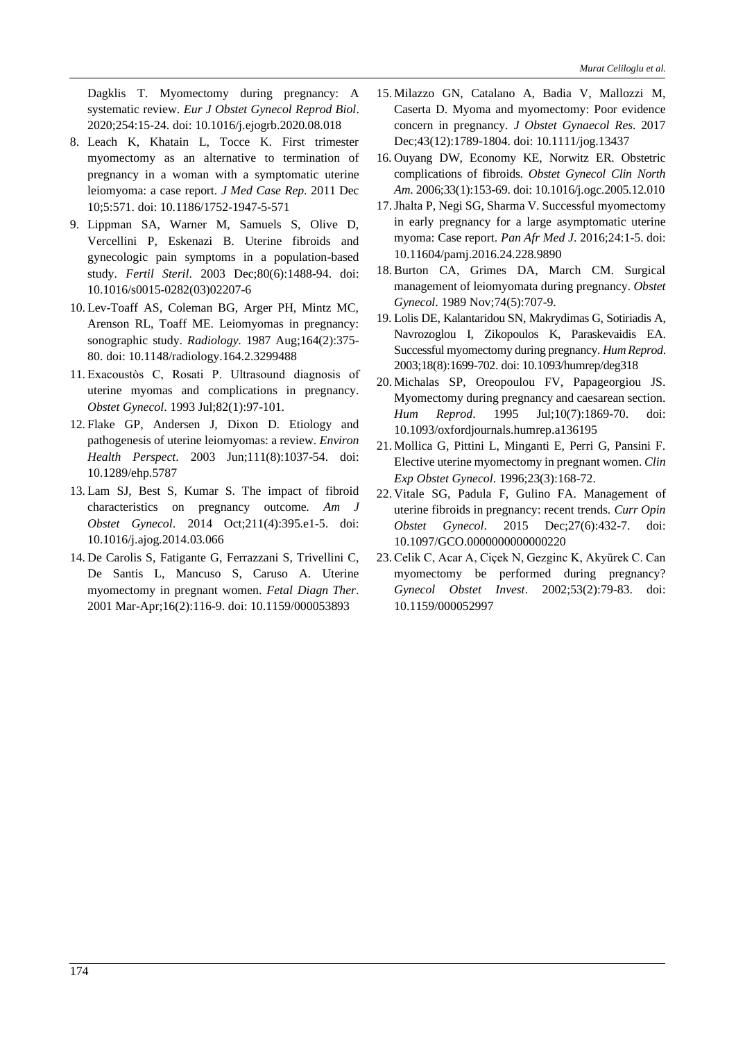Dagklis T. Myomectomy during pregnancy: A systematic review. *Eur J Obstet Gynecol Reprod Biol*. 2020;254:15-24. doi: 10.1016/j.ejogrb.2020.08.018

8. Leach K, Khatain L, Tocce K. First trimester myomectomy as an alternative to termination of pregnancy in a woman with a symptomatic uterine leiomyoma: a case report. *J Med Case Rep*. 2011 Dec 10;5:571. doi: 10.1186/1752-1947-5-571
9. Lippman SA, Warner M, Samuels S, Olive D, Vercellini P, Eskenazi B. Uterine fibroids and gynecologic pain symptoms in a population-based study. *Fertil Steril*. 2003 Dec;80(6):1488-94. doi: 10.1016/s0015-0282(03)02207-6
10. Lev-Toaff AS, Coleman BG, Arger PH, Mintz MC, Arenson RL, Toaff ME. Leiomyomas in pregnancy: sonographic study. *Radiology*. 1987 Aug;164(2):375-80. doi: 10.1148/radiology.164.2.3299488
11. Exacoustòs C, Rosati P. Ultrasound diagnosis of uterine myomas and complications in pregnancy. *Obstet Gynecol*. 1993 Jul;82(1):97-101.
12. Flake GP, Andersen J, Dixon D. Etiology and pathogenesis of uterine leiomyomas: a review. *Environ Health Perspect*. 2003 Jun;111(8):1037-54. doi: 10.1289/ehp.5787
13. Lam SJ, Best S, Kumar S. The impact of fibroid characteristics on pregnancy outcome. *Am J Obstet Gynecol*. 2014 Oct;211(4):395.e1-5. doi: 10.1016/j.ajog.2014.03.066
14. De Carolis S, Fatigante G, Ferrazzani S, Trivellini C, De Santis L, Mancuso S, Caruso A. Uterine myomectomy in pregnant women. *Fetal Diagn Ther*. 2001 Mar-Apr;16(2):116-9. doi: 10.1159/000053893
15. Milazzo GN, Catalano A, Badia V, Mallozzi M, Caserta D. Myoma and myomectomy: Poor evidence concern in pregnancy. *J Obstet Gynaecol Res*. 2017 Dec;43(12):1789-1804. doi: 10.1111/jog.13437
16. Ouyang DW, Economy KE, Norwitz ER. Obstetric complications of fibroids. *Obstet Gynecol Clin North Am*. 2006;33(1):153-69. doi: 10.1016/j.ogc.2005.12.010
17. Jhalta P, Negi SG, Sharma V. Successful myomectomy in early pregnancy for a large asymptomatic uterine myoma: Case report. *Pan Afr Med J*. 2016;24:1-5. doi: 10.11604/pamj.2016.24.228.9890
18. Burton CA, Grimes DA, March CM. Surgical management of leiomyomata during pregnancy. *Obstet Gynecol*. 1989 Nov;74(5):707-9.
19. Lolis DE, Kalantaridou SN, Makrydimas G, Sotiriadis A, Navrozoglou I, Zikopoulos K, Paraskevaidis EA. Successful myomectomy during pregnancy. *Hum Reprod*. 2003;18(8):1699-702. doi: 10.1093/humrep/deg318
20. Michalas SP, Oreopoulou FV, Papageorgiou JS. Myomectomy during pregnancy and caesarean section. *Hum Reprod*. 1995 Jul;10(7):1869-70. doi: 10.1093/oxfordjournals.humrep.a136195
21. Mollica G, Pittini L, Minganti E, Perri G, Pansini F. Elective uterine myomectomy in pregnant women. *Clin Exp Obstet Gynecol*. 1996;23(3):168-72.
22. Vitale SG, Padula F, Gulino FA. Management of uterine fibroids in pregnancy: recent trends. *Curr Opin Obstet Gynecol*. 2015 Dec;27(6):432-7. doi: 10.1097/GCO.0000000000000220
23. Celik C, Acar A, Ciçek N, Gezginc K, Akyürek C. Can myomectomy be performed during pregnancy? *Gynecol Obstet Invest*. 2002;53(2):79-83. doi: 10.1159/000052997